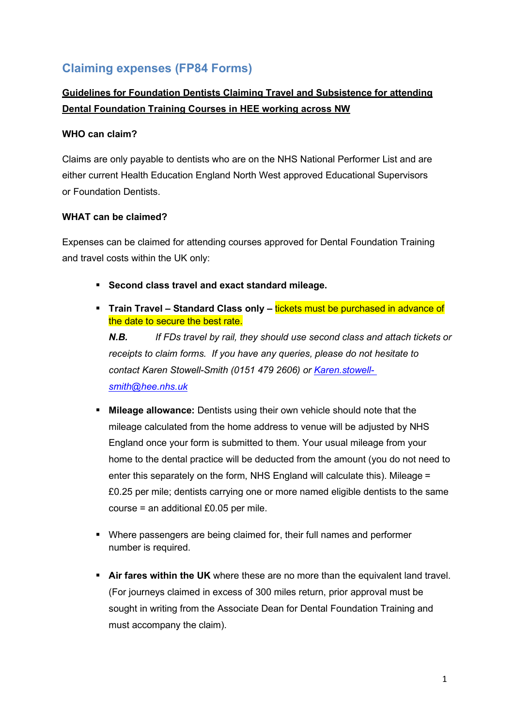# Claiming expenses (FP84 Forms)

**Guidelines for Foundation Dentists Claiming Travel and Subsistence for attending Dental Foundation Training Courses in HEE working across NW**

**WHO can claim?**

Claims are only payable to dentists who are on the NHS National Performer List and are either current Health Education England North West approved Educational Supervisors or Foundation Dentists.

**WHAT can be claimed?**

Expenses can be claimed for attending courses approved for Dental Foundation Training and travel costs within the UK only:

- **Second class travel and exact standard mileage.**
- **Train Travel – Standard Class only –** tickets must be purchased in advance of the date to secure the best rate.

  ***N.B.*** *If FDs travel by rail, they should use second class and attach tickets or receipts to claim forms. If you have any queries, please do not hesitate to contact Karen Stowell-Smith (0151 479 2606) or [Karen.stowell-smith@hee.nhs.uk](mailto:Karen.stowell-smith@hee.nhs.uk)*

- **Mileage allowance:** Dentists using their own vehicle should note that the mileage calculated from the home address to venue will be adjusted by NHS England once your form is submitted to them. Your usual mileage from your home to the dental practice will be deducted from the amount (you do not need to enter this separately on the form, NHS England will calculate this). Mileage = £0.25 per mile; dentists carrying one or more named eligible dentists to the same course = an additional £0.05 per mile.

- Where passengers are being claimed for, their full names and performer number is required.

- **Air fares within the UK** where these are no more than the equivalent land travel. (For journeys claimed in excess of 300 miles return, prior approval must be sought in writing from the Associate Dean for Dental Foundation Training and must accompany the claim).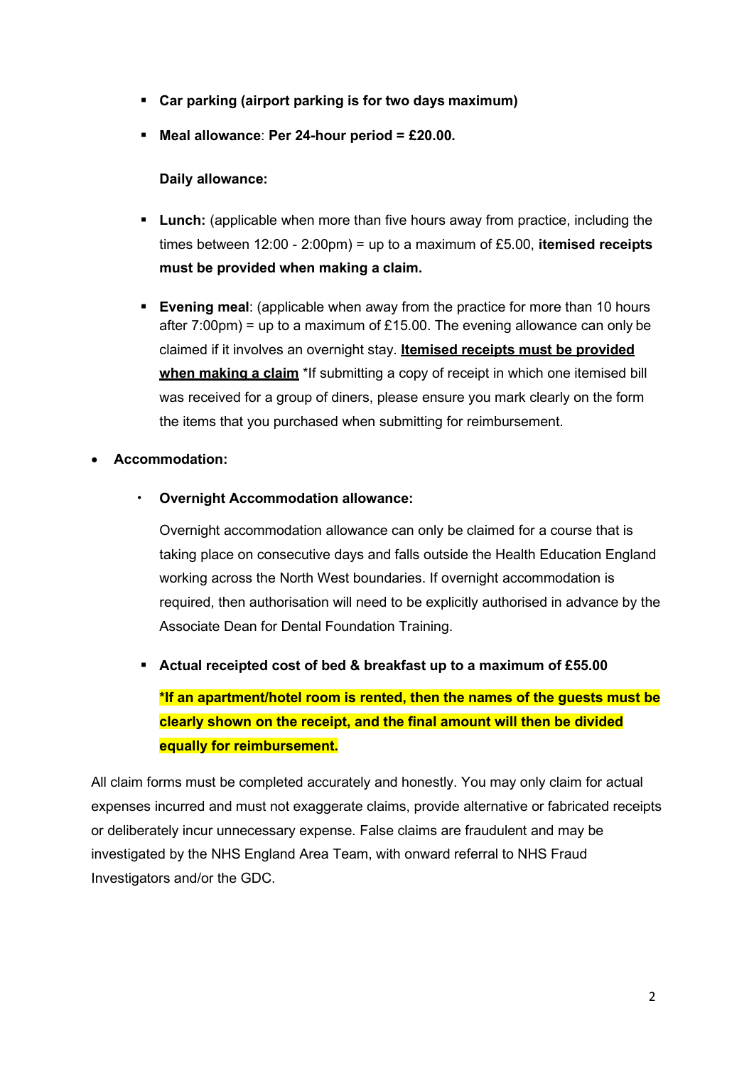- **Car parking (airport parking is for two days maximum)**
- **Meal allowance**: **Per 24-hour period = £20.00.**

  **Daily allowance:**

- **Lunch:** (applicable when more than five hours away from practice, including the times between 12:00 - 2:00pm) = up to a maximum of £5.00, **itemised receipts must be provided when making a claim.**
- **Evening meal**: (applicable when away from the practice for more than 10 hours after 7:00pm) = up to a maximum of £15.00. The evening allowance can only be claimed if it involves an overnight stay. **Itemised receipts must be provided when making a claim** *If submitting a copy of receipt in which one itemised bill was received for a group of diners, please ensure you mark clearly on the form the items that you purchased when submitting for reimbursement.

- **Accommodation:**
  - **Overnight Accommodation allowance:**

    Overnight accommodation allowance can only be claimed for a course that is taking place on consecutive days and falls outside the Health Education England working across the North West boundaries. If overnight accommodation is required, then authorisation will need to be explicitly authorised in advance by the Associate Dean for Dental Foundation Training.

  - **Actual receipted cost of bed & breakfast up to a maximum of £55.00**

    ***If an apartment/hotel room is rented, then the names of the guests must be clearly shown on the receipt, and the final amount will then be divided equally for reimbursement.**

All claim forms must be completed accurately and honestly. You may only claim for actual expenses incurred and must not exaggerate claims, provide alternative or fabricated receipts or deliberately incur unnecessary expense. False claims are fraudulent and may be investigated by the NHS England Area Team, with onward referral to NHS Fraud Investigators and/or the GDC.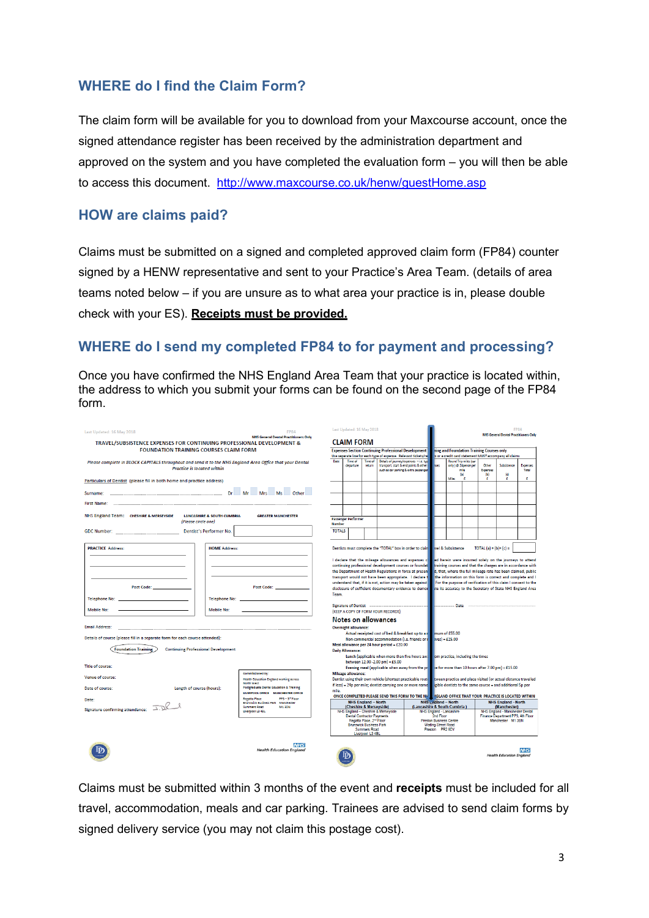## WHERE do I find the Claim Form?

The claim form will be available for you to download from your Maxcourse account, once the signed attendance register has been received by the administration department and approved on the system and you have completed the evaluation form – you will then be able to access this document. http://www.maxcourse.co.uk/henw/guestHome.asp

## HOW are claims paid?

Claims must be submitted on a signed and completed approved claim form (FP84) counter signed by a HENW representative and sent to your Practice's Area Team. (details of area teams noted below – if you are unsure as to what area your practice is in, please double check with your ES). **Receipts must be provided.**

## WHERE do I send my completed FP84 to for payment and processing?

Once you have confirmed the NHS England Area Team that your practice is located within, the address to which you submit your forms can be found on the second page of the FP84 form.

Claims must be submitted within 3 months of the event and **receipts** must be included for all travel, accommodation, meals and car parking. Trainees are advised to send claim forms by signed delivery service (you may not claim this postage cost).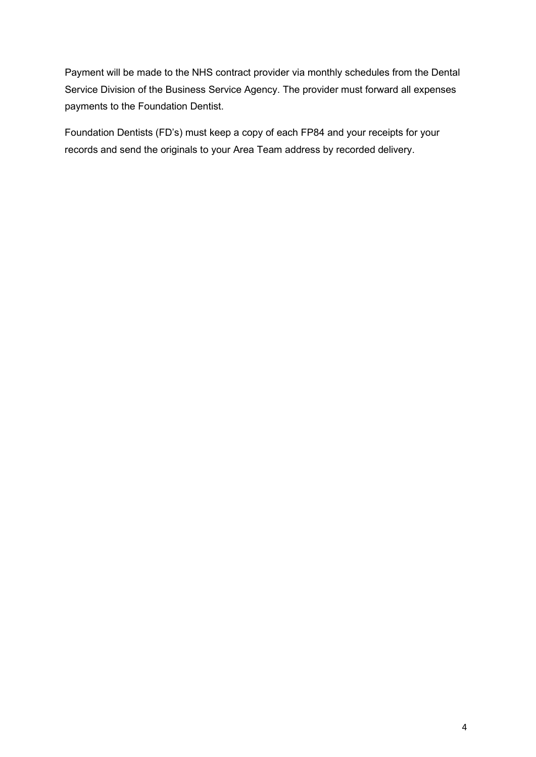Payment will be made to the NHS contract provider via monthly schedules from the Dental Service Division of the Business Service Agency. The provider must forward all expenses payments to the Foundation Dentist.

Foundation Dentists (FD's) must keep a copy of each FP84 and your receipts for your records and send the originals to your Area Team address by recorded delivery.